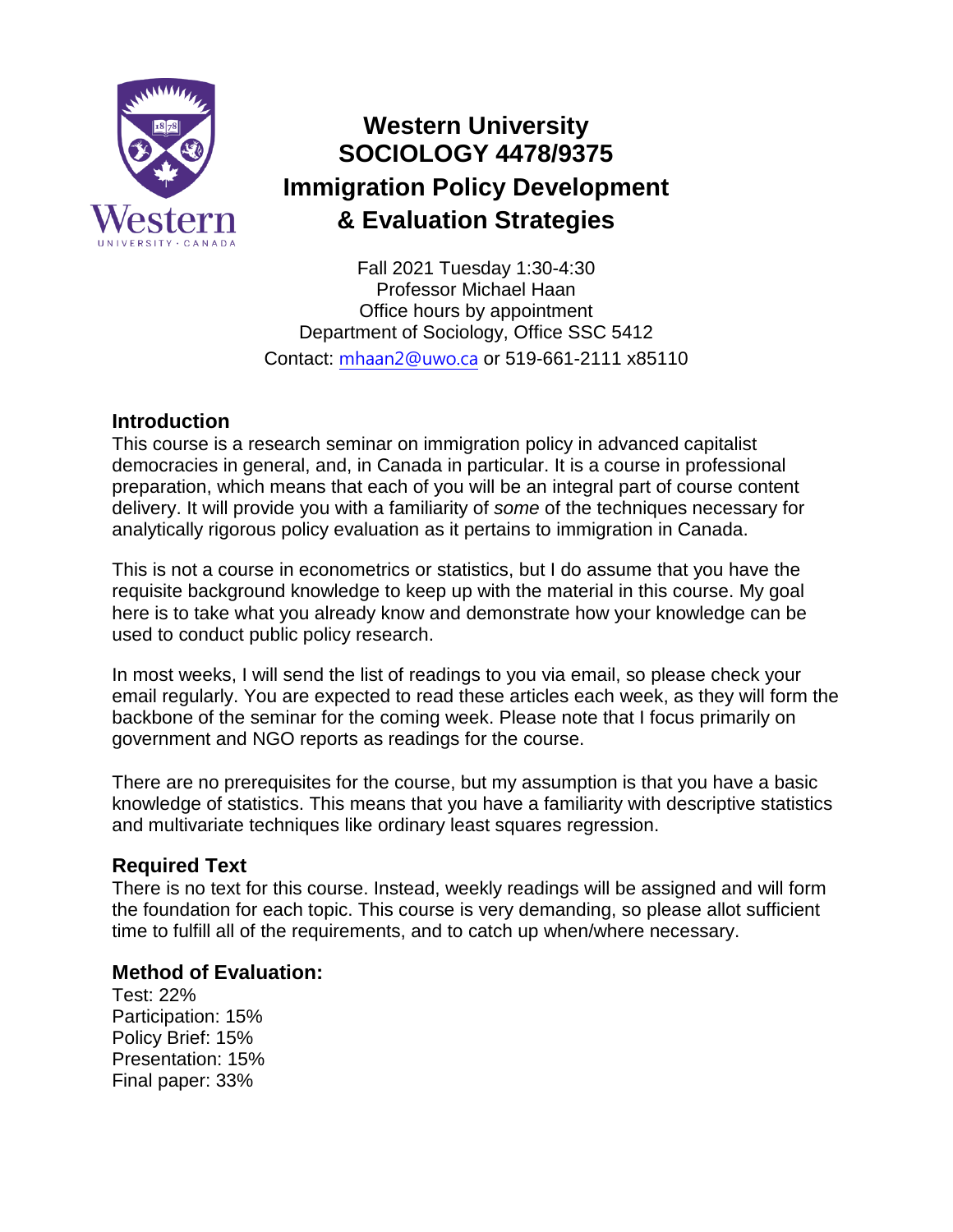# Western University
# SOCIOLOGY 4478/9375
# Immigration Policy Development & Evaluation Strategies

Fall 2021 Tuesday 1:30-4:30
Professor Michael Haan
Office hours by appointment
Department of Sociology, Office SSC 5412
Contact: mhaan2@uwo.ca or 519-661-2111 x85110

## Introduction

This course is a research seminar on immigration policy in advanced capitalist democracies in general, and, in Canada in particular. It is a course in professional preparation, which means that each of you will be an integral part of course content delivery. It will provide you with a familiarity of *some* of the techniques necessary for analytically rigorous policy evaluation as it pertains to immigration in Canada.

This is not a course in econometrics or statistics, but I do assume that you have the requisite background knowledge to keep up with the material in this course. My goal here is to take what you already know and demonstrate how your knowledge can be used to conduct public policy research.

In most weeks, I will send the list of readings to you via email, so please check your email regularly. You are expected to read these articles each week, as they will form the backbone of the seminar for the coming week. Please note that I focus primarily on government and NGO reports as readings for the course.

There are no prerequisites for the course, but my assumption is that you have a basic knowledge of statistics. This means that you have a familiarity with descriptive statistics and multivariate techniques like ordinary least squares regression.

## Required Text

There is no text for this course. Instead, weekly readings will be assigned and will form the foundation for each topic. This course is very demanding, so please allot sufficient time to fulfill all of the requirements, and to catch up when/where necessary.

## Method of Evaluation:

Test: 22%
Participation: 15%
Policy Brief: 15%
Presentation: 15%
Final paper: 33%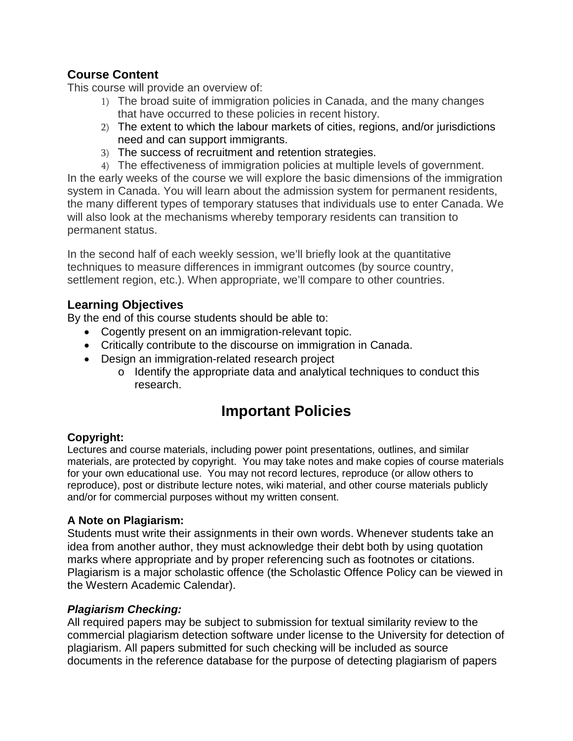### Course Content

This course will provide an overview of:

1) The broad suite of immigration policies in Canada, and the many changes that have occurred to these policies in recent history.
2) The extent to which the labour markets of cities, regions, and/or jurisdictions need and can support immigrants.
3) The success of recruitment and retention strategies.
4) The effectiveness of immigration policies at multiple levels of government.

In the early weeks of the course we will explore the basic dimensions of the immigration system in Canada. You will learn about the admission system for permanent residents, the many different types of temporary statuses that individuals use to enter Canada. We will also look at the mechanisms whereby temporary residents can transition to permanent status.

In the second half of each weekly session, we'll briefly look at the quantitative techniques to measure differences in immigrant outcomes (by source country, settlement region, etc.). When appropriate, we'll compare to other countries.

### Learning Objectives

By the end of this course students should be able to:

- Cogently present on an immigration-relevant topic.
- Critically contribute to the discourse on immigration in Canada.
- Design an immigration-related research project
    - Identify the appropriate data and analytical techniques to conduct this research.

## Important Policies

**Copyright:**

Lectures and course materials, including power point presentations, outlines, and similar materials, are protected by copyright. You may take notes and make copies of course materials for your own educational use. You may not record lectures, reproduce (or allow others to reproduce), post or distribute lecture notes, wiki material, and other course materials publicly and/or for commercial purposes without my written consent.

**A Note on Plagiarism:**

Students must write their assignments in their own words. Whenever students take an idea from another author, they must acknowledge their debt both by using quotation marks where appropriate and by proper referencing such as footnotes or citations. Plagiarism is a major scholastic offence (the Scholastic Offence Policy can be viewed in the Western Academic Calendar).

***Plagiarism Checking:***

All required papers may be subject to submission for textual similarity review to the commercial plagiarism detection software under license to the University for detection of plagiarism. All papers submitted for such checking will be included as source documents in the reference database for the purpose of detecting plagiarism of papers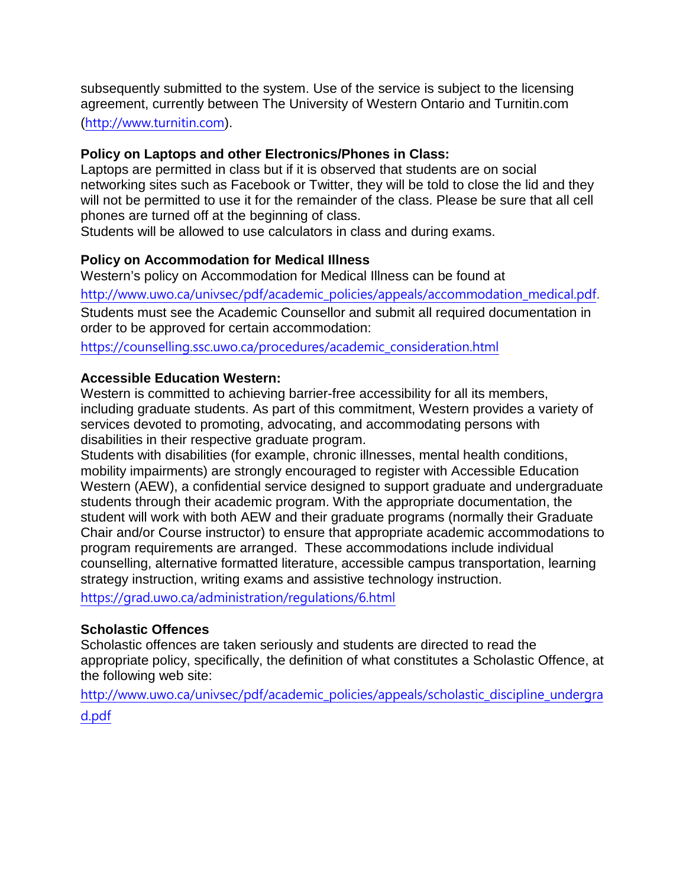subsequently submitted to the system. Use of the service is subject to the licensing agreement, currently between The University of Western Ontario and Turnitin.com (http://www.turnitin.com).

**Policy on Laptops and other Electronics/Phones in Class:**

Laptops are permitted in class but if it is observed that students are on social networking sites such as Facebook or Twitter, they will be told to close the lid and they will not be permitted to use it for the remainder of the class. Please be sure that all cell phones are turned off at the beginning of class.

Students will be allowed to use calculators in class and during exams.

**Policy on Accommodation for Medical Illness**

Western's policy on Accommodation for Medical Illness can be found at http://www.uwo.ca/univsec/pdf/academic_policies/appeals/accommodation_medical.pdf. Students must see the Academic Counsellor and submit all required documentation in order to be approved for certain accommodation:

https://counselling.ssc.uwo.ca/procedures/academic_consideration.html

**Accessible Education Western:**

Western is committed to achieving barrier-free accessibility for all its members, including graduate students. As part of this commitment, Western provides a variety of services devoted to promoting, advocating, and accommodating persons with disabilities in their respective graduate program.

Students with disabilities (for example, chronic illnesses, mental health conditions, mobility impairments) are strongly encouraged to register with Accessible Education Western (AEW), a confidential service designed to support graduate and undergraduate students through their academic program. With the appropriate documentation, the student will work with both AEW and their graduate programs (normally their Graduate Chair and/or Course instructor) to ensure that appropriate academic accommodations to program requirements are arranged. These accommodations include individual counselling, alternative formatted literature, accessible campus transportation, learning strategy instruction, writing exams and assistive technology instruction.

https://grad.uwo.ca/administration/regulations/6.html

**Scholastic Offences**

Scholastic offences are taken seriously and students are directed to read the appropriate policy, specifically, the definition of what constitutes a Scholastic Offence, at the following web site:

http://www.uwo.ca/univsec/pdf/academic_policies/appeals/scholastic_discipline_undergrad.pdf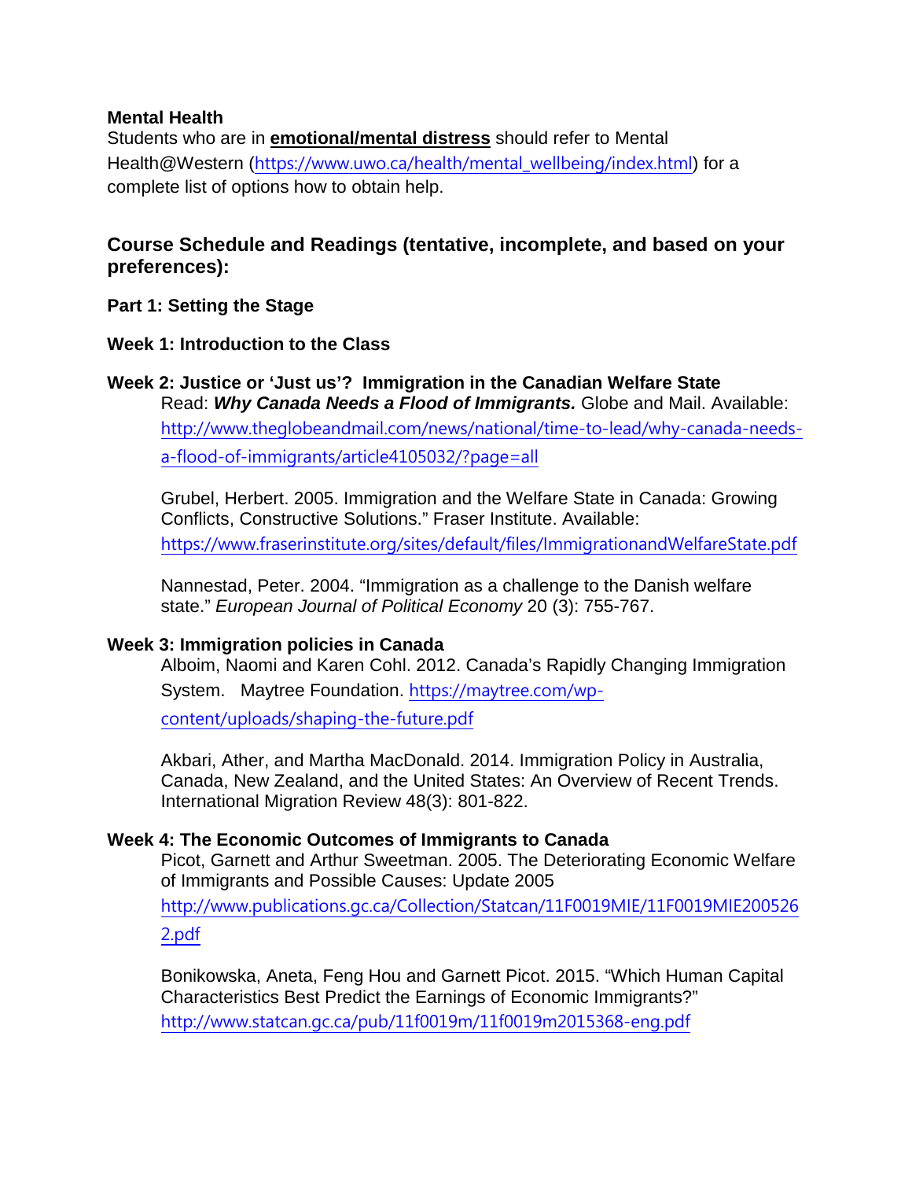**Mental Health**

Students who are in **emotional/mental distress** should refer to Mental Health@Western (https://www.uwo.ca/health/mental_wellbeing/index.html) for a complete list of options how to obtain help.

## Course Schedule and Readings (tentative, incomplete, and based on your preferences):

### Part 1: Setting the Stage

### Week 1: Introduction to the Class

### Week 2: Justice or 'Just us'? Immigration in the Canadian Welfare State

Read: ***Why Canada Needs a Flood of Immigrants.*** Globe and Mail. Available: http://www.theglobeandmail.com/news/national/time-to-lead/why-canada-needs-a-flood-of-immigrants/article4105032/?page=all

Grubel, Herbert. 2005. Immigration and the Welfare State in Canada: Growing Conflicts, Constructive Solutions." Fraser Institute. Available: https://www.fraserinstitute.org/sites/default/files/ImmigrationandWelfareState.pdf

Nannestad, Peter. 2004. "Immigration as a challenge to the Danish welfare state." *European Journal of Political Economy* 20 (3): 755-767.

### Week 3: Immigration policies in Canada

Alboim, Naomi and Karen Cohl. 2012. Canada's Rapidly Changing Immigration System. Maytree Foundation. https://maytree.com/wp-content/uploads/shaping-the-future.pdf

Akbari, Ather, and Martha MacDonald. 2014. Immigration Policy in Australia, Canada, New Zealand, and the United States: An Overview of Recent Trends. International Migration Review 48(3): 801-822.

### Week 4: The Economic Outcomes of Immigrants to Canada

Picot, Garnett and Arthur Sweetman. 2005. The Deteriorating Economic Welfare of Immigrants and Possible Causes: Update 2005 http://www.publications.gc.ca/Collection/Statcan/11F0019MIE/11F0019MIE2005262.pdf

Bonikowska, Aneta, Feng Hou and Garnett Picot. 2015. "Which Human Capital Characteristics Best Predict the Earnings of Economic Immigrants?" http://www.statcan.gc.ca/pub/11f0019m/11f0019m2015368-eng.pdf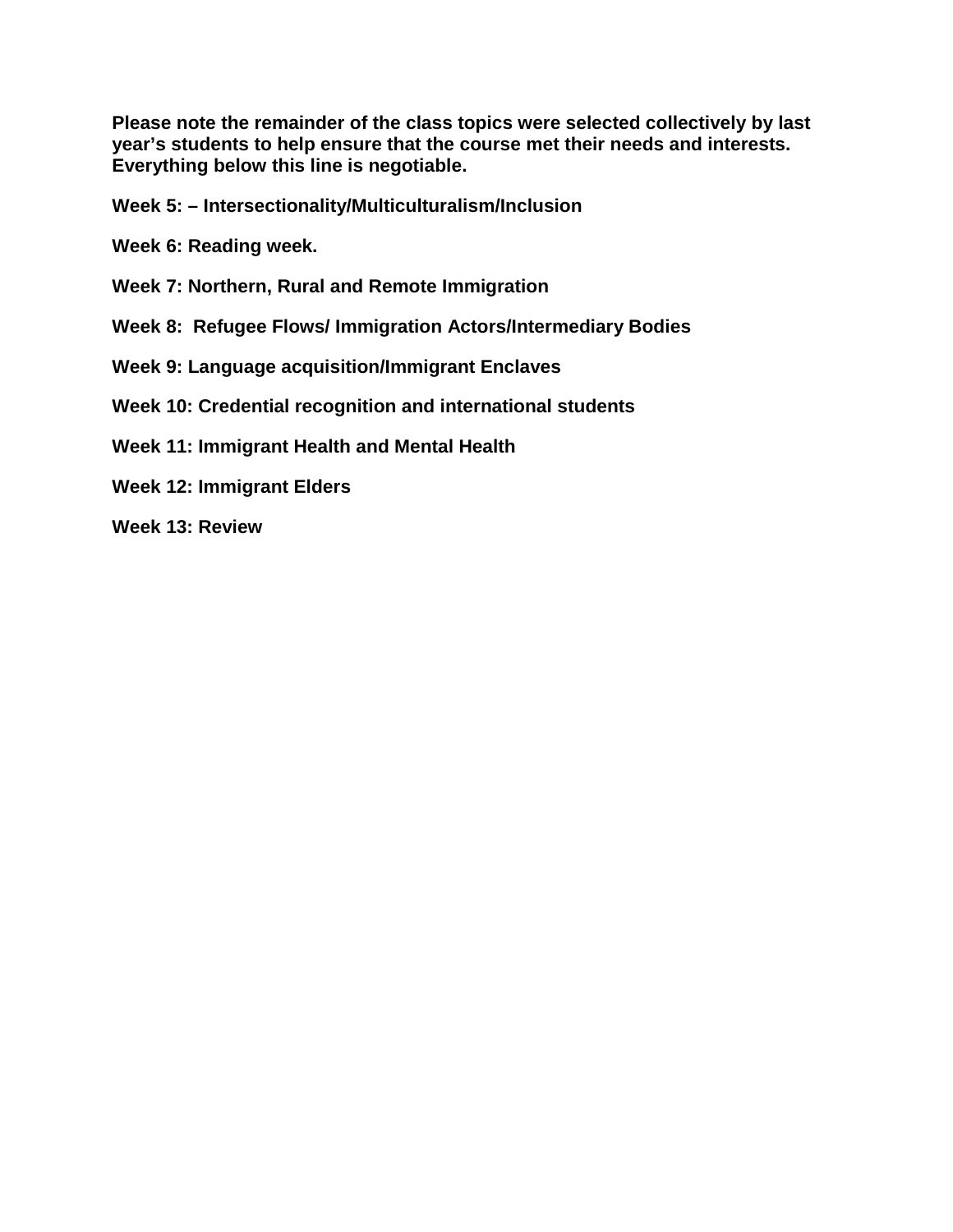**Please note the remainder of the class topics were selected collectively by last year's students to help ensure that the course met their needs and interests. Everything below this line is negotiable.**

**Week 5: – Intersectionality/Multiculturalism/Inclusion**

**Week 6: Reading week.**

**Week 7: Northern, Rural and Remote Immigration**

**Week 8: Refugee Flows/ Immigration Actors/Intermediary Bodies**

**Week 9: Language acquisition/Immigrant Enclaves**

**Week 10: Credential recognition and international students**

**Week 11: Immigrant Health and Mental Health**

**Week 12: Immigrant Elders**

**Week 13: Review**